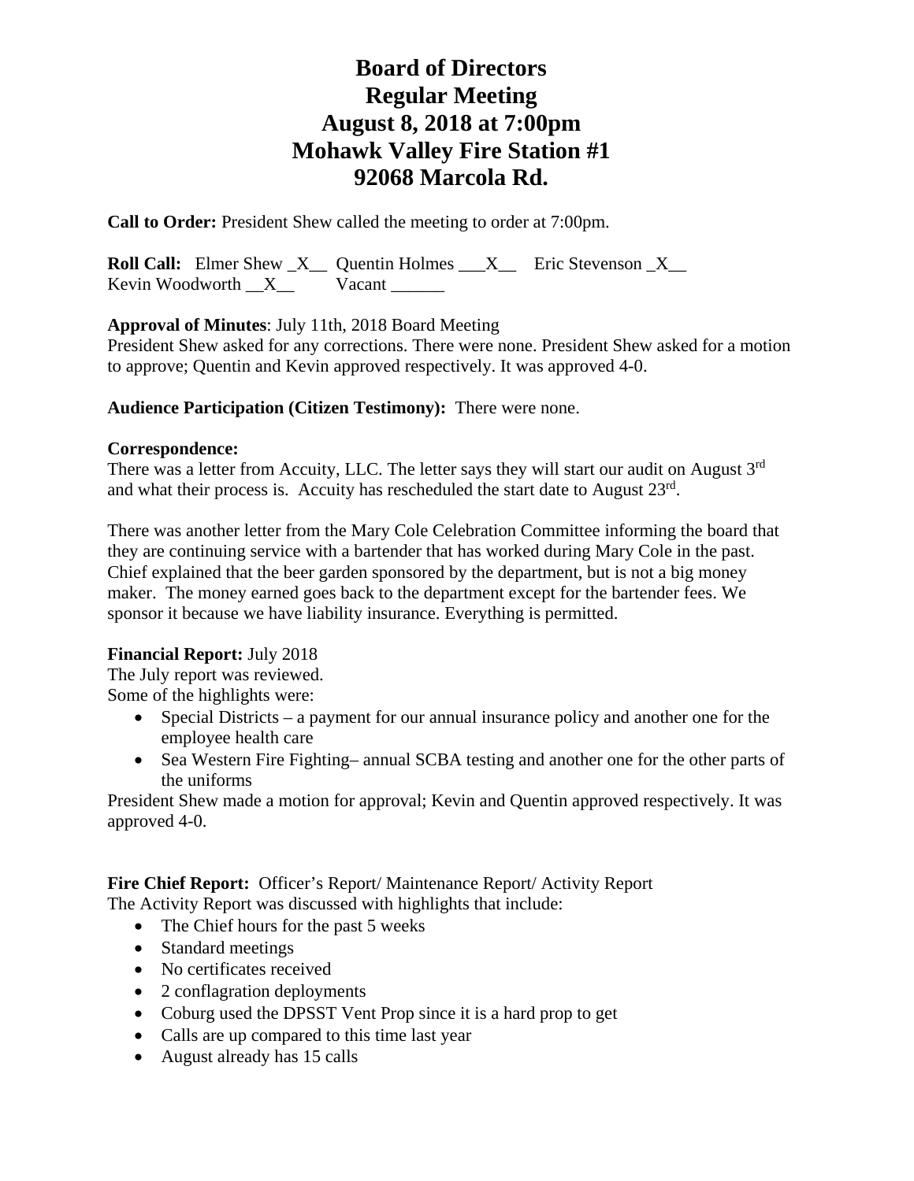# Board of Directors
# Regular Meeting
# August 8, 2018 at 7:00pm
# Mohawk Valley Fire Station #1
# 92068 Marcola Rd.

**Call to Order:** President Shew called the meeting to order at 7:00pm.

**Roll Call:** Elmer Shew _X__ Quentin Holmes ___X__ Eric Stevenson _X__
Kevin Woodworth __X__ Vacant ______

**Approval of Minutes**: July 11th, 2018 Board Meeting
President Shew asked for any corrections. There were none. President Shew asked for a motion to approve; Quentin and Kevin approved respectively. It was approved 4-0.

**Audience Participation (Citizen Testimony):** There were none.

**Correspondence:**
There was a letter from Accuity, LLC. The letter says they will start our audit on August 3rd and what their process is. Accuity has rescheduled the start date to August 23rd.

There was another letter from the Mary Cole Celebration Committee informing the board that they are continuing service with a bartender that has worked during Mary Cole in the past. Chief explained that the beer garden sponsored by the department, but is not a big money maker. The money earned goes back to the department except for the bartender fees. We sponsor it because we have liability insurance. Everything is permitted.

**Financial Report:** July 2018
The July report was reviewed.
Some of the highlights were:

- Special Districts – a payment for our annual insurance policy and another one for the employee health care
- Sea Western Fire Fighting– annual SCBA testing and another one for the other parts of the uniforms

President Shew made a motion for approval; Kevin and Quentin approved respectively. It was approved 4-0.

**Fire Chief Report:** Officer's Report/ Maintenance Report/ Activity Report
The Activity Report was discussed with highlights that include:

- The Chief hours for the past 5 weeks
- Standard meetings
- No certificates received
- 2 conflagration deployments
- Coburg used the DPSST Vent Prop since it is a hard prop to get
- Calls are up compared to this time last year
- August already has 15 calls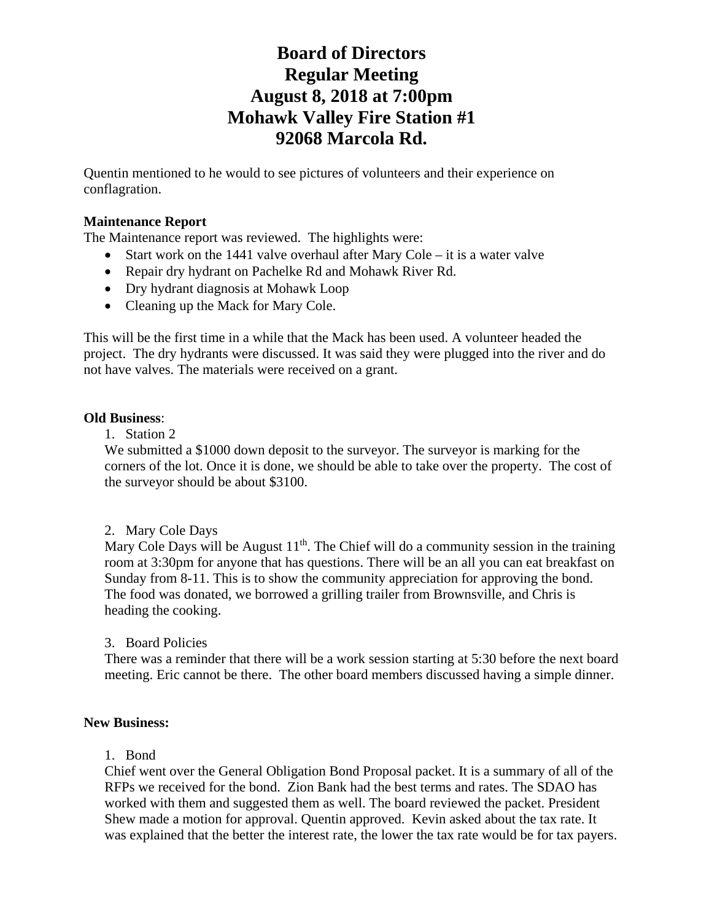# Board of Directors
# Regular Meeting
# August 8, 2018 at 7:00pm
# Mohawk Valley Fire Station #1
# 92068 Marcola Rd.

Quentin mentioned to he would to see pictures of volunteers and their experience on conflagration.

**Maintenance Report**

The Maintenance report was reviewed. The highlights were:

- Start work on the 1441 valve overhaul after Mary Cole – it is a water valve
- Repair dry hydrant on Pachelke Rd and Mohawk River Rd.
- Dry hydrant diagnosis at Mohawk Loop
- Cleaning up the Mack for Mary Cole.

This will be the first time in a while that the Mack has been used. A volunteer headed the project. The dry hydrants were discussed. It was said they were plugged into the river and do not have valves. The materials were received on a grant.

**Old Business**:

1. Station 2

We submitted a $1000 down deposit to the surveyor. The surveyor is marking for the corners of the lot. Once it is done, we should be able to take over the property. The cost of the surveyor should be about $3100.

2. Mary Cole Days

Mary Cole Days will be August 11th. The Chief will do a community session in the training room at 3:30pm for anyone that has questions. There will be an all you can eat breakfast on Sunday from 8-11. This is to show the community appreciation for approving the bond. The food was donated, we borrowed a grilling trailer from Brownsville, and Chris is heading the cooking.

3. Board Policies

There was a reminder that there will be a work session starting at 5:30 before the next board meeting. Eric cannot be there. The other board members discussed having a simple dinner.

**New Business:**

1. Bond

Chief went over the General Obligation Bond Proposal packet. It is a summary of all of the RFPs we received for the bond. Zion Bank had the best terms and rates. The SDAO has worked with them and suggested them as well. The board reviewed the packet. President Shew made a motion for approval. Quentin approved. Kevin asked about the tax rate. It was explained that the better the interest rate, the lower the tax rate would be for tax payers.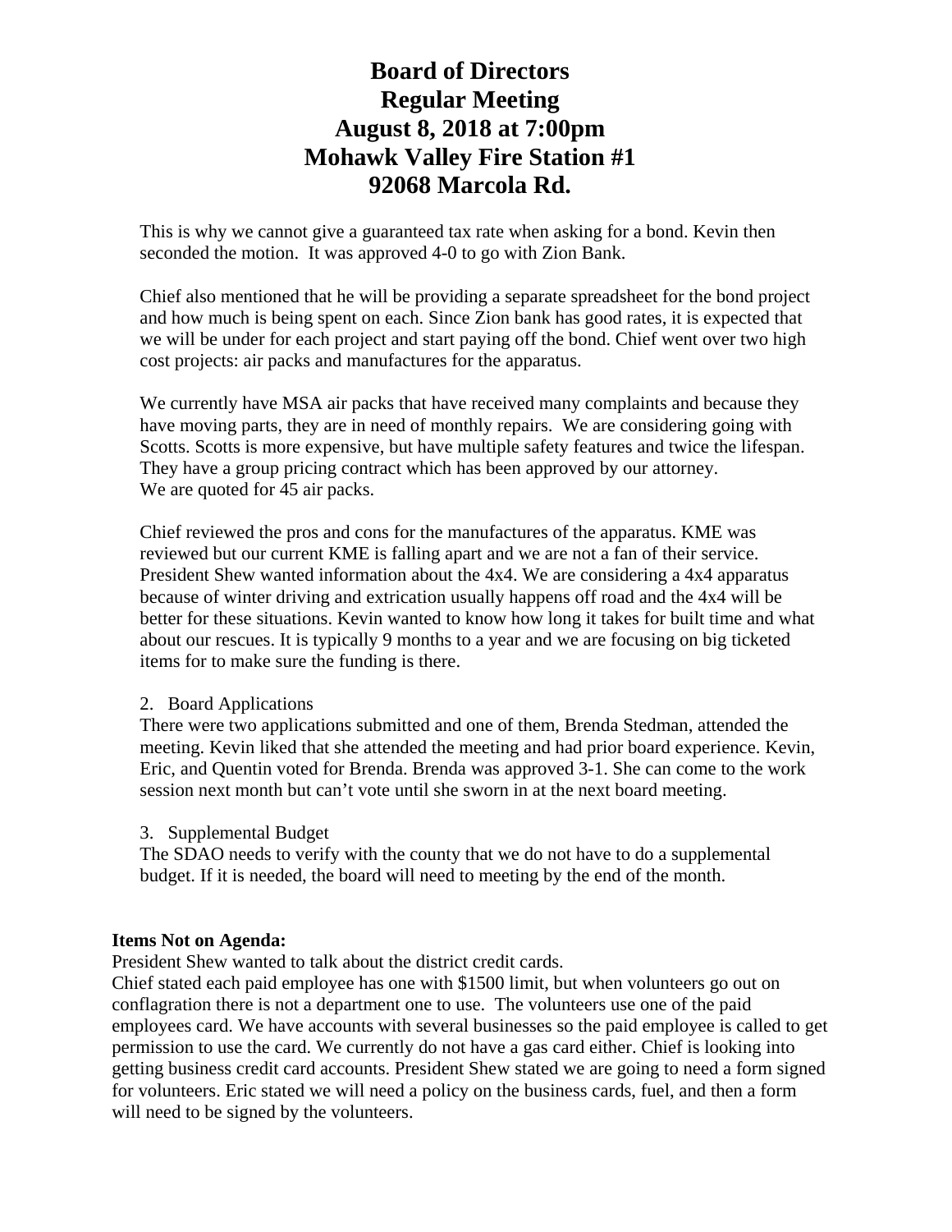# Board of Directors
# Regular Meeting
# August 8, 2018 at 7:00pm
# Mohawk Valley Fire Station #1
# 92068 Marcola Rd.

This is why we cannot give a guaranteed tax rate when asking for a bond. Kevin then seconded the motion. It was approved 4-0 to go with Zion Bank.

Chief also mentioned that he will be providing a separate spreadsheet for the bond project and how much is being spent on each. Since Zion bank has good rates, it is expected that we will be under for each project and start paying off the bond. Chief went over two high cost projects: air packs and manufactures for the apparatus.

We currently have MSA air packs that have received many complaints and because they have moving parts, they are in need of monthly repairs. We are considering going with Scotts. Scotts is more expensive, but have multiple safety features and twice the lifespan. They have a group pricing contract which has been approved by our attorney.
We are quoted for 45 air packs.

Chief reviewed the pros and cons for the manufactures of the apparatus. KME was reviewed but our current KME is falling apart and we are not a fan of their service. President Shew wanted information about the 4x4. We are considering a 4x4 apparatus because of winter driving and extrication usually happens off road and the 4x4 will be better for these situations. Kevin wanted to know how long it takes for built time and what about our rescues. It is typically 9 months to a year and we are focusing on big ticketed items for to make sure the funding is there.

2. Board Applications

There were two applications submitted and one of them, Brenda Stedman, attended the meeting. Kevin liked that she attended the meeting and had prior board experience. Kevin, Eric, and Quentin voted for Brenda. Brenda was approved 3-1. She can come to the work session next month but can't vote until she sworn in at the next board meeting.

3. Supplemental Budget

The SDAO needs to verify with the county that we do not have to do a supplemental budget. If it is needed, the board will need to meeting by the end of the month.

**Items Not on Agenda:**

President Shew wanted to talk about the district credit cards.
Chief stated each paid employee has one with $1500 limit, but when volunteers go out on conflagration there is not a department one to use. The volunteers use one of the paid employees card. We have accounts with several businesses so the paid employee is called to get permission to use the card. We currently do not have a gas card either. Chief is looking into getting business credit card accounts. President Shew stated we are going to need a form signed for volunteers. Eric stated we will need a policy on the business cards, fuel, and then a form will need to be signed by the volunteers.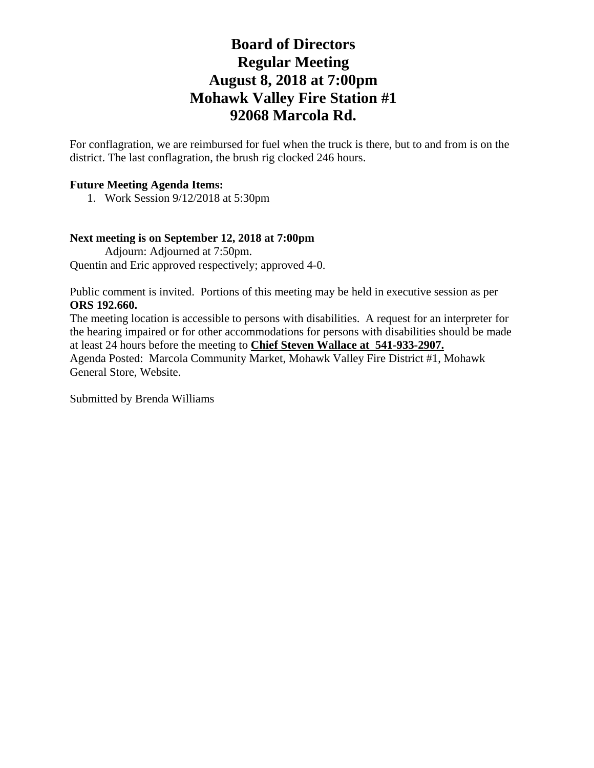# Board of Directors
# Regular Meeting
# August 8, 2018 at 7:00pm
# Mohawk Valley Fire Station #1
# 92068 Marcola Rd.

For conflagration, we are reimbursed for fuel when the truck is there, but to and from is on the district. The last conflagration, the brush rig clocked 246 hours.

**Future Meeting Agenda Items:**

1. Work Session 9/12/2018 at 5:30pm

**Next meeting is on September 12, 2018 at 7:00pm**

Adjourn: Adjourned at 7:50pm.

Quentin and Eric approved respectively; approved 4-0.

Public comment is invited. Portions of this meeting may be held in executive session as per **ORS 192.660.**

The meeting location is accessible to persons with disabilities. A request for an interpreter for the hearing impaired or for other accommodations for persons with disabilities should be made at least 24 hours before the meeting to **Chief Steven Wallace at 541-933-2907.**

Agenda Posted: Marcola Community Market, Mohawk Valley Fire District #1, Mohawk General Store, Website.

Submitted by Brenda Williams